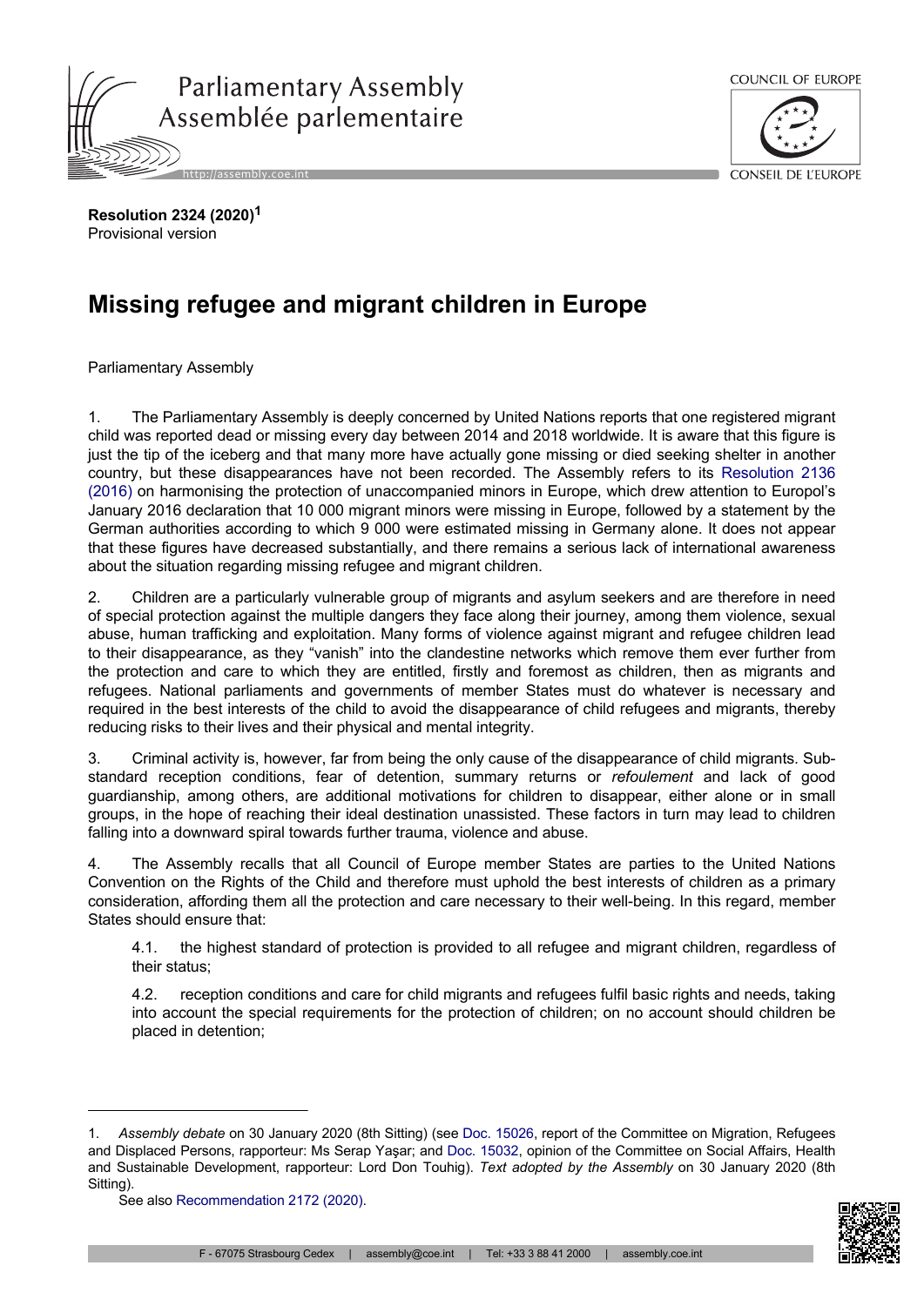**Resolution 2324 (2020)**[1]
Provisional version

# Missing refugee and migrant children in Europe

Parliamentary Assembly

1. The Parliamentary Assembly is deeply concerned by United Nations reports that one registered migrant child was reported dead or missing every day between 2014 and 2018 worldwide. It is aware that this figure is just the tip of the iceberg and that many more have actually gone missing or died seeking shelter in another country, but these disappearances have not been recorded. The Assembly refers to its Resolution 2136 (2016) on harmonising the protection of unaccompanied minors in Europe, which drew attention to Europol's January 2016 declaration that 10 000 migrant minors were missing in Europe, followed by a statement by the German authorities according to which 9 000 were estimated missing in Germany alone. It does not appear that these figures have decreased substantially, and there remains a serious lack of international awareness about the situation regarding missing refugee and migrant children.

2. Children are a particularly vulnerable group of migrants and asylum seekers and are therefore in need of special protection against the multiple dangers they face along their journey, among them violence, sexual abuse, human trafficking and exploitation. Many forms of violence against migrant and refugee children lead to their disappearance, as they "vanish" into the clandestine networks which remove them ever further from the protection and care to which they are entitled, firstly and foremost as children, then as migrants and refugees. National parliaments and governments of member States must do whatever is necessary and required in the best interests of the child to avoid the disappearance of child refugees and migrants, thereby reducing risks to their lives and their physical and mental integrity.

3. Criminal activity is, however, far from being the only cause of the disappearance of child migrants. Sub-standard reception conditions, fear of detention, summary returns or *refoulement* and lack of good guardianship, among others, are additional motivations for children to disappear, either alone or in small groups, in the hope of reaching their ideal destination unassisted. These factors in turn may lead to children falling into a downward spiral towards further trauma, violence and abuse.

4. The Assembly recalls that all Council of Europe member States are parties to the United Nations Convention on the Rights of the Child and therefore must uphold the best interests of children as a primary consideration, affording them all the protection and care necessary to their well-being. In this regard, member States should ensure that:

4.1. the highest standard of protection is provided to all refugee and migrant children, regardless of their status;

4.2. reception conditions and care for child migrants and refugees fulfil basic rights and needs, taking into account the special requirements for the protection of children; on no account should children be placed in detention;

---

1. *Assembly debate* on 30 January 2020 (8th Sitting) (see Doc. 15026, report of the Committee on Migration, Refugees and Displaced Persons, rapporteur: Ms Serap Yaşar; and Doc. 15032, opinion of the Committee on Social Affairs, Health and Sustainable Development, rapporteur: Lord Don Touhig). *Text adopted by the Assembly* on 30 January 2020 (8th Sitting).

See also Recommendation 2172 (2020).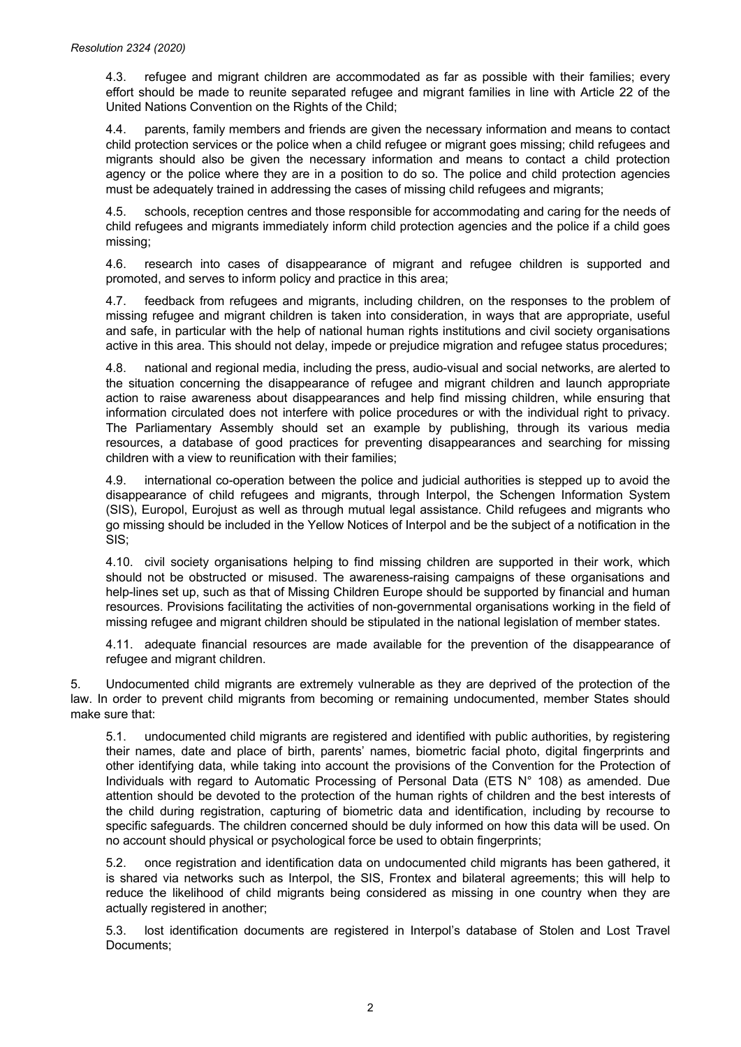4.3. refugee and migrant children are accommodated as far as possible with their families; every effort should be made to reunite separated refugee and migrant families in line with Article 22 of the United Nations Convention on the Rights of the Child;

4.4. parents, family members and friends are given the necessary information and means to contact child protection services or the police when a child refugee or migrant goes missing; child refugees and migrants should also be given the necessary information and means to contact a child protection agency or the police where they are in a position to do so. The police and child protection agencies must be adequately trained in addressing the cases of missing child refugees and migrants;

4.5. schools, reception centres and those responsible for accommodating and caring for the needs of child refugees and migrants immediately inform child protection agencies and the police if a child goes missing;

4.6. research into cases of disappearance of migrant and refugee children is supported and promoted, and serves to inform policy and practice in this area;

4.7. feedback from refugees and migrants, including children, on the responses to the problem of missing refugee and migrant children is taken into consideration, in ways that are appropriate, useful and safe, in particular with the help of national human rights institutions and civil society organisations active in this area. This should not delay, impede or prejudice migration and refugee status procedures;

4.8. national and regional media, including the press, audio-visual and social networks, are alerted to the situation concerning the disappearance of refugee and migrant children and launch appropriate action to raise awareness about disappearances and help find missing children, while ensuring that information circulated does not interfere with police procedures or with the individual right to privacy. The Parliamentary Assembly should set an example by publishing, through its various media resources, a database of good practices for preventing disappearances and searching for missing children with a view to reunification with their families;

4.9. international co-operation between the police and judicial authorities is stepped up to avoid the disappearance of child refugees and migrants, through Interpol, the Schengen Information System (SIS), Europol, Eurojust as well as through mutual legal assistance. Child refugees and migrants who go missing should be included in the Yellow Notices of Interpol and be the subject of a notification in the SIS;

4.10. civil society organisations helping to find missing children are supported in their work, which should not be obstructed or misused. The awareness-raising campaigns of these organisations and help-lines set up, such as that of Missing Children Europe should be supported by financial and human resources. Provisions facilitating the activities of non-governmental organisations working in the field of missing refugee and migrant children should be stipulated in the national legislation of member states.

4.11. adequate financial resources are made available for the prevention of the disappearance of refugee and migrant children.

5. Undocumented child migrants are extremely vulnerable as they are deprived of the protection of the law. In order to prevent child migrants from becoming or remaining undocumented, member States should make sure that:

5.1. undocumented child migrants are registered and identified with public authorities, by registering their names, date and place of birth, parents' names, biometric facial photo, digital fingerprints and other identifying data, while taking into account the provisions of the Convention for the Protection of Individuals with regard to Automatic Processing of Personal Data (ETS N° 108) as amended. Due attention should be devoted to the protection of the human rights of children and the best interests of the child during registration, capturing of biometric data and identification, including by recourse to specific safeguards. The children concerned should be duly informed on how this data will be used. On no account should physical or psychological force be used to obtain fingerprints;

5.2. once registration and identification data on undocumented child migrants has been gathered, it is shared via networks such as Interpol, the SIS, Frontex and bilateral agreements; this will help to reduce the likelihood of child migrants being considered as missing in one country when they are actually registered in another;

5.3. lost identification documents are registered in Interpol's database of Stolen and Lost Travel Documents;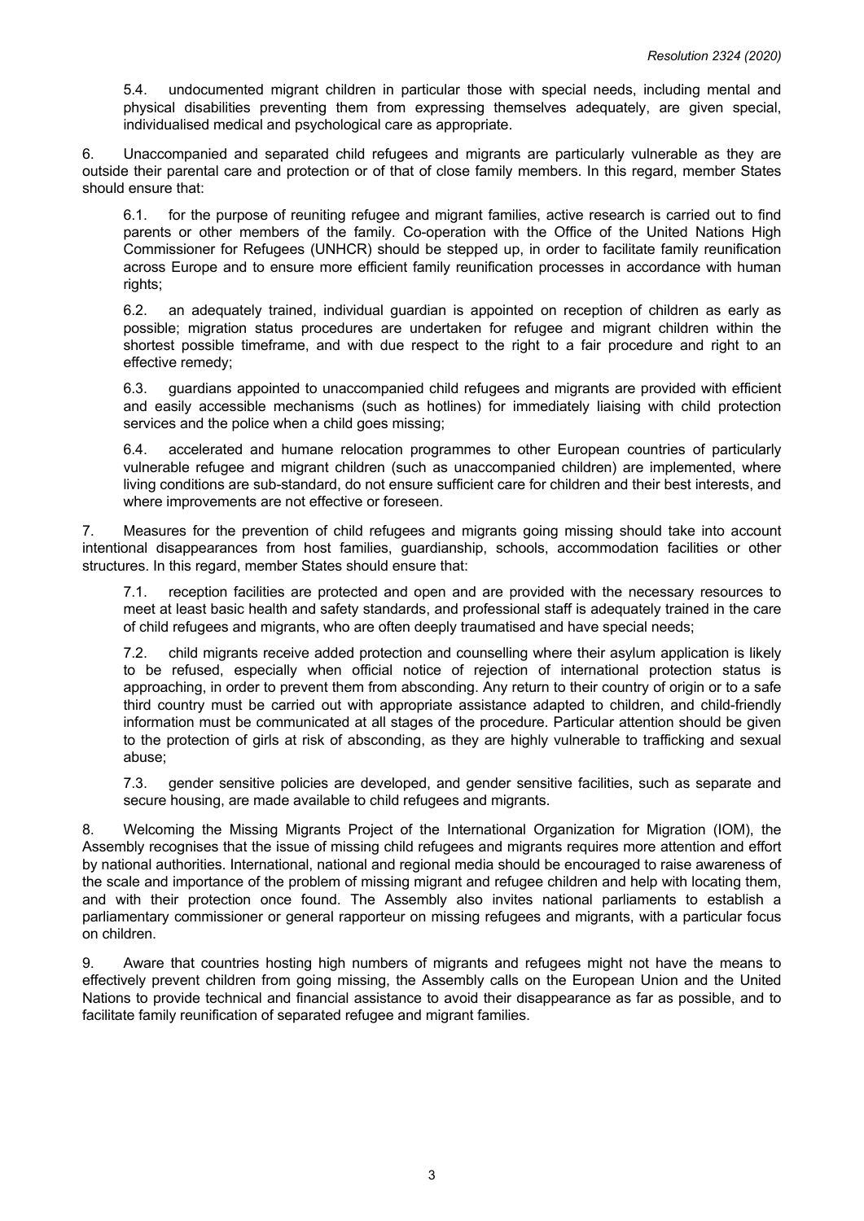5.4. undocumented migrant children in particular those with special needs, including mental and physical disabilities preventing them from expressing themselves adequately, are given special, individualised medical and psychological care as appropriate.

6. Unaccompanied and separated child refugees and migrants are particularly vulnerable as they are outside their parental care and protection or of that of close family members. In this regard, member States should ensure that:

6.1. for the purpose of reuniting refugee and migrant families, active research is carried out to find parents or other members of the family. Co-operation with the Office of the United Nations High Commissioner for Refugees (UNHCR) should be stepped up, in order to facilitate family reunification across Europe and to ensure more efficient family reunification processes in accordance with human rights;

6.2. an adequately trained, individual guardian is appointed on reception of children as early as possible; migration status procedures are undertaken for refugee and migrant children within the shortest possible timeframe, and with due respect to the right to a fair procedure and right to an effective remedy;

6.3. guardians appointed to unaccompanied child refugees and migrants are provided with efficient and easily accessible mechanisms (such as hotlines) for immediately liaising with child protection services and the police when a child goes missing;

6.4. accelerated and humane relocation programmes to other European countries of particularly vulnerable refugee and migrant children (such as unaccompanied children) are implemented, where living conditions are sub-standard, do not ensure sufficient care for children and their best interests, and where improvements are not effective or foreseen.

7. Measures for the prevention of child refugees and migrants going missing should take into account intentional disappearances from host families, guardianship, schools, accommodation facilities or other structures. In this regard, member States should ensure that:

7.1. reception facilities are protected and open and are provided with the necessary resources to meet at least basic health and safety standards, and professional staff is adequately trained in the care of child refugees and migrants, who are often deeply traumatised and have special needs;

7.2. child migrants receive added protection and counselling where their asylum application is likely to be refused, especially when official notice of rejection of international protection status is approaching, in order to prevent them from absconding. Any return to their country of origin or to a safe third country must be carried out with appropriate assistance adapted to children, and child-friendly information must be communicated at all stages of the procedure. Particular attention should be given to the protection of girls at risk of absconding, as they are highly vulnerable to trafficking and sexual abuse;

7.3. gender sensitive policies are developed, and gender sensitive facilities, such as separate and secure housing, are made available to child refugees and migrants.

8. Welcoming the Missing Migrants Project of the International Organization for Migration (IOM), the Assembly recognises that the issue of missing child refugees and migrants requires more attention and effort by national authorities. International, national and regional media should be encouraged to raise awareness of the scale and importance of the problem of missing migrant and refugee children and help with locating them, and with their protection once found. The Assembly also invites national parliaments to establish a parliamentary commissioner or general rapporteur on missing refugees and migrants, with a particular focus on children.

9. Aware that countries hosting high numbers of migrants and refugees might not have the means to effectively prevent children from going missing, the Assembly calls on the European Union and the United Nations to provide technical and financial assistance to avoid their disappearance as far as possible, and to facilitate family reunification of separated refugee and migrant families.